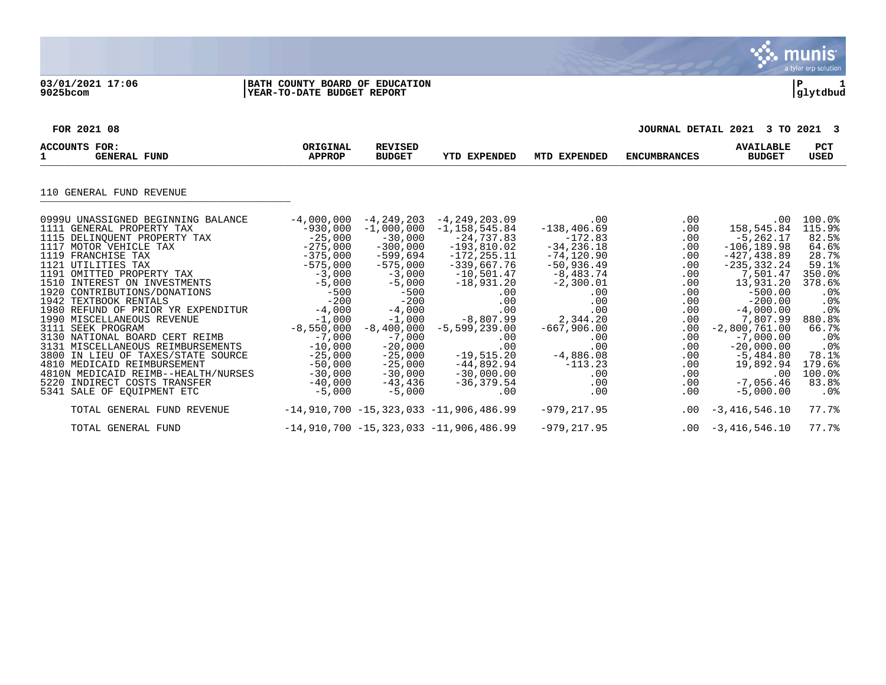03/01/2021 17:06 | BATH COUNTY BOARD OF EDUCATION | P 1
9025bcom | YEAR-TO-DATE BUDGET REPORT | glytdbud

FOR 2021 08 — JOURNAL DETAIL 2021 3 TO 2021 3

| ACCOUNTS FOR: 1 GENERAL FUND | ORIGINAL APPROP | REVISED BUDGET | YTD EXPENDED | MTD EXPENDED | ENCUMBRANCES | AVAILABLE BUDGET | PCT USED |
|---|---|---|---|---|---|---|---|
| **110 GENERAL FUND REVENUE** | | | | | | | |
| 0999U UNASSIGNED BEGINNING BALANCE | -4,000,000 | -4,249,203 | -4,249,203.09 | .00 | .00 | .00 | 100.0% |
| 1111 GENERAL PROPERTY TAX | -930,000 | -1,000,000 | -1,158,545.84 | -138,406.69 | .00 | 158,545.84 | 115.9% |
| 1115 DELINQUENT PROPERTY TAX | -25,000 | -30,000 | -24,737.83 | -172.83 | .00 | -5,262.17 | 82.5% |
| 1117 MOTOR VEHICLE TAX | -275,000 | -300,000 | -193,810.02 | -34,236.18 | .00 | -106,189.98 | 64.6% |
| 1119 FRANCHISE TAX | -375,000 | -599,694 | -172,255.11 | -74,120.90 | .00 | -427,438.89 | 28.7% |
| 1121 UTILITIES TAX | -575,000 | -575,000 | -339,667.76 | -50,936.49 | .00 | -235,332.24 | 59.1% |
| 1191 OMITTED PROPERTY TAX | -3,000 | -3,000 | -10,501.47 | -8,483.74 | .00 | 7,501.47 | 350.0% |
| 1510 INTEREST ON INVESTMENTS | -5,000 | -5,000 | -18,931.20 | -2,300.01 | .00 | 13,931.20 | 378.6% |
| 1920 CONTRIBUTIONS/DONATIONS | -500 | -500 | .00 | .00 | .00 | -500.00 | .0% |
| 1942 TEXTBOOK RENTALS | -200 | -200 | .00 | .00 | .00 | -200.00 | .0% |
| 1980 REFUND OF PRIOR YR EXPENDITUR | -4,000 | -4,000 | .00 | .00 | .00 | -4,000.00 | .0% |
| 1990 MISCELLANEOUS REVENUE | -1,000 | -1,000 | -8,807.99 | 2,344.20 | .00 | 7,807.99 | 880.8% |
| 3111 SEEK PROGRAM | -8,550,000 | -8,400,000 | -5,599,239.00 | -667,906.00 | .00 | -2,800,761.00 | 66.7% |
| 3130 NATIONAL BOARD CERT REIMB | -7,000 | -7,000 | .00 | .00 | .00 | -7,000.00 | .0% |
| 3131 MISCELLANEOUS REIMBURSEMENTS | -10,000 | -20,000 | .00 | .00 | .00 | -20,000.00 | .0% |
| 3800 IN LIEU OF TAXES/STATE SOURCE | -25,000 | -25,000 | -19,515.20 | -4,886.08 | .00 | -5,484.80 | 78.1% |
| 4810 MEDICAID REIMBURSEMENT | -50,000 | -25,000 | -44,892.94 | -113.23 | .00 | 19,892.94 | 179.6% |
| 4810N MEDICAID REIMB--HEALTH/NURSES | -30,000 | -30,000 | -30,000.00 | .00 | .00 | .00 | 100.0% |
| 5220 INDIRECT COSTS TRANSFER | -40,000 | -43,436 | -36,379.54 | .00 | .00 | -7,056.46 | 83.8% |
| 5341 SALE OF EQUIPMENT ETC | -5,000 | -5,000 | .00 | .00 | .00 | -5,000.00 | .0% |
| TOTAL GENERAL FUND REVENUE | -14,910,700 | -15,323,033 | -11,906,486.99 | -979,217.95 | .00 | -3,416,546.10 | 77.7% |
| TOTAL GENERAL FUND | -14,910,700 | -15,323,033 | -11,906,486.99 | -979,217.95 | .00 | -3,416,546.10 | 77.7% |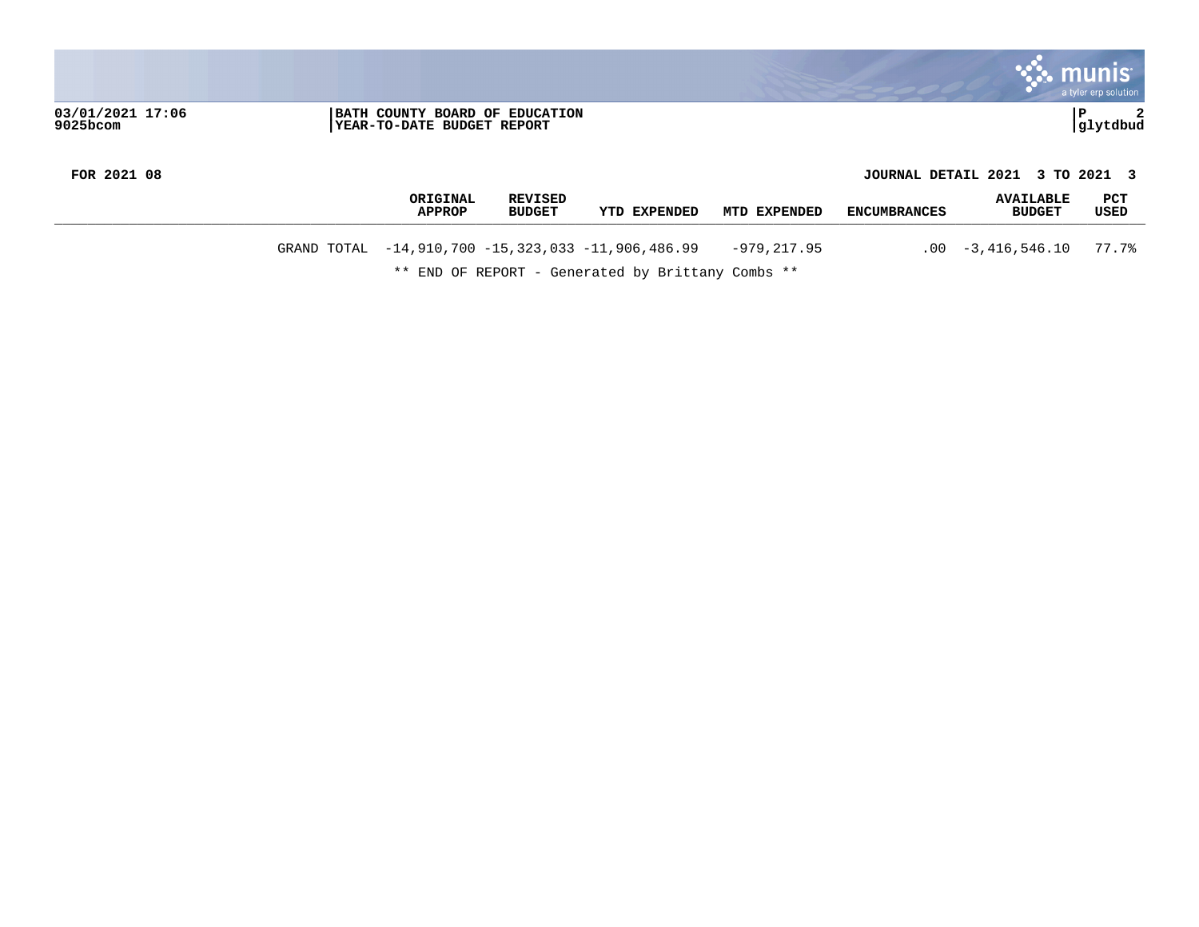FOR 2021 08

JOURNAL DETAIL 2021 3 TO 2021 3

| | ORIGINAL APPROP | REVISED BUDGET | YTD EXPENDED | MTD EXPENDED | ENCUMBRANCES | AVAILABLE BUDGET | PCT USED |
|---|---|---|---|---|---|---|---|
| GRAND TOTAL | -14,910,700 | -15,323,033 | -11,906,486.99 | -979,217.95 | .00 | -3,416,546.10 | 77.7% |

** END OF REPORT - Generated by Brittany Combs **